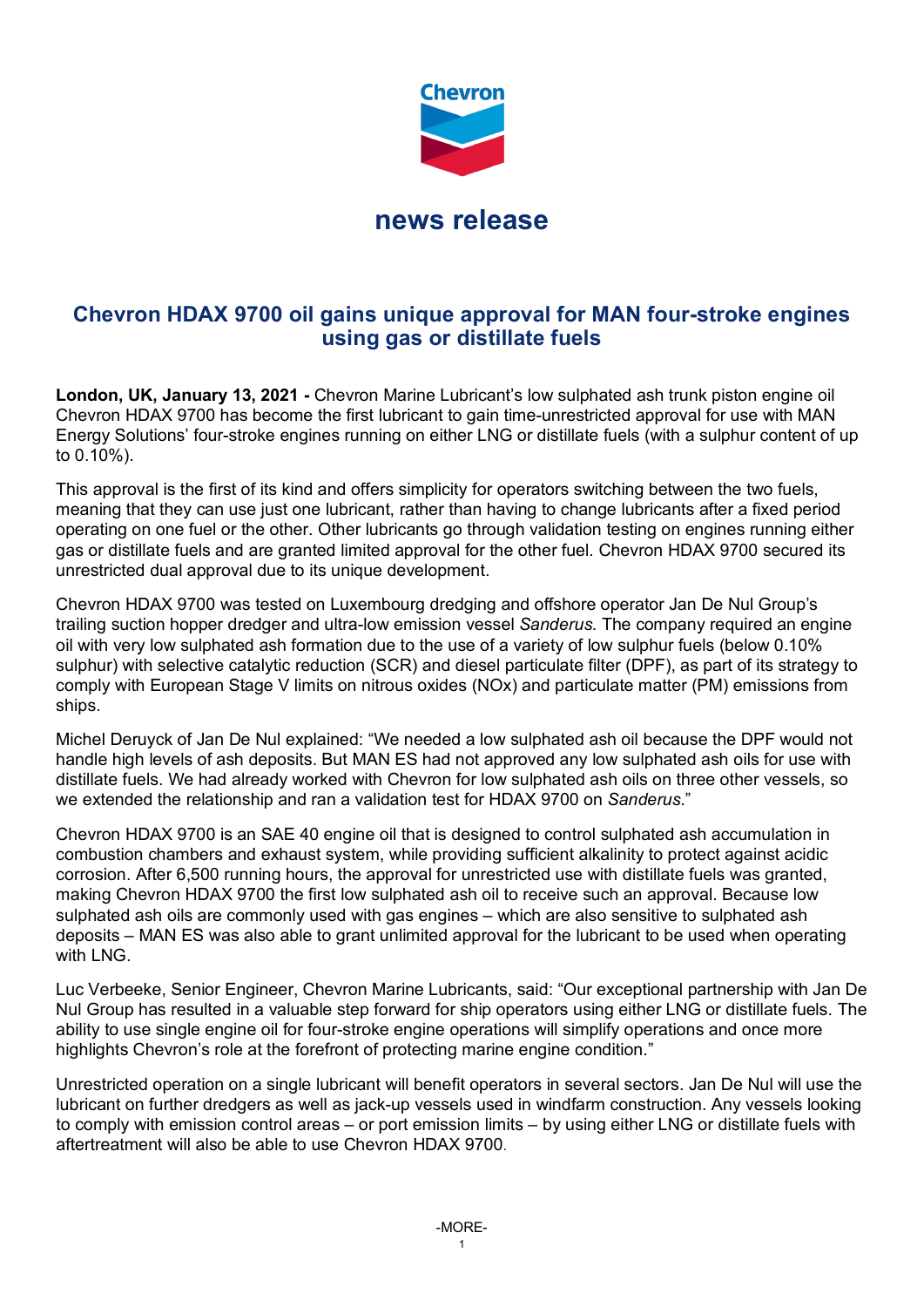Chevron

news release

# Chevron HDAX 9700 oil gains unique approval for MAN four-stroke engines using gas or distillate fuels

**London, UK, January 13, 2021 -** Chevron Marine Lubricant's low sulphated ash trunk piston engine oil Chevron HDAX 9700 has become the first lubricant to gain time-unrestricted approval for use with MAN Energy Solutions' four-stroke engines running on either LNG or distillate fuels (with a sulphur content of up to 0.10%).

This approval is the first of its kind and offers simplicity for operators switching between the two fuels, meaning that they can use just one lubricant, rather than having to change lubricants after a fixed period operating on one fuel or the other. Other lubricants go through validation testing on engines running either gas or distillate fuels and are granted limited approval for the other fuel. Chevron HDAX 9700 secured its unrestricted dual approval due to its unique development.

Chevron HDAX 9700 was tested on Luxembourg dredging and offshore operator Jan De Nul Group's trailing suction hopper dredger and ultra-low emission vessel *Sanderus*. The company required an engine oil with very low sulphated ash formation due to the use of a variety of low sulphur fuels (below 0.10% sulphur) with selective catalytic reduction (SCR) and diesel particulate filter (DPF), as part of its strategy to comply with European Stage V limits on nitrous oxides (NOx) and particulate matter (PM) emissions from ships.

Michel Deruyck of Jan De Nul explained: "We needed a low sulphated ash oil because the DPF would not handle high levels of ash deposits. But MAN ES had not approved any low sulphated ash oils for use with distillate fuels. We had already worked with Chevron for low sulphated ash oils on three other vessels, so we extended the relationship and ran a validation test for HDAX 9700 on *Sanderus*."

Chevron HDAX 9700 is an SAE 40 engine oil that is designed to control sulphated ash accumulation in combustion chambers and exhaust system, while providing sufficient alkalinity to protect against acidic corrosion. After 6,500 running hours, the approval for unrestricted use with distillate fuels was granted, making Chevron HDAX 9700 the first low sulphated ash oil to receive such an approval. Because low sulphated ash oils are commonly used with gas engines – which are also sensitive to sulphated ash deposits – MAN ES was also able to grant unlimited approval for the lubricant to be used when operating with LNG.

Luc Verbeeke, Senior Engineer, Chevron Marine Lubricants, said: "Our exceptional partnership with Jan De Nul Group has resulted in a valuable step forward for ship operators using either LNG or distillate fuels. The ability to use single engine oil for four-stroke engine operations will simplify operations and once more highlights Chevron's role at the forefront of protecting marine engine condition."

Unrestricted operation on a single lubricant will benefit operators in several sectors. Jan De Nul will use the lubricant on further dredgers as well as jack-up vessels used in windfarm construction. Any vessels looking to comply with emission control areas – or port emission limits – by using either LNG or distillate fuels with aftertreatment will also be able to use Chevron HDAX 9700.

-MORE-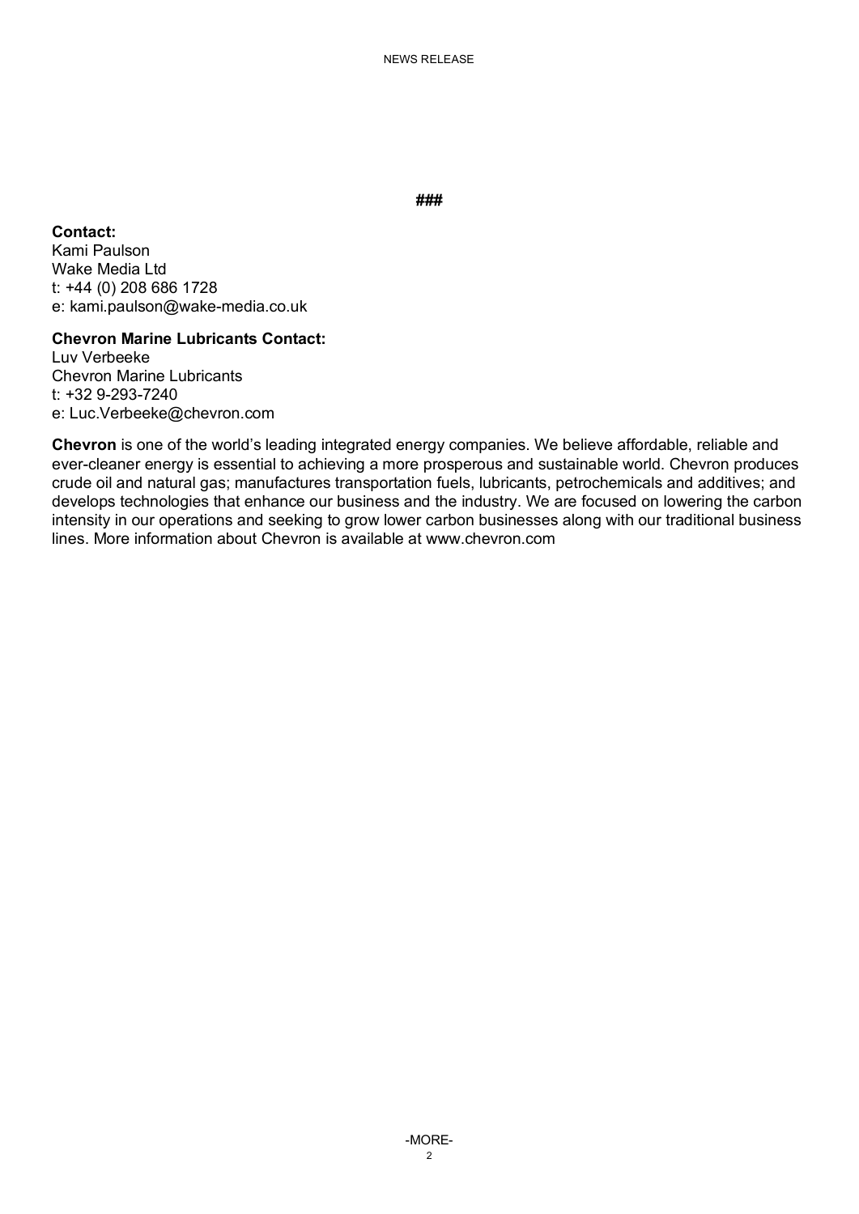###

**Contact:**
Kami Paulson
Wake Media Ltd
t: +44 (0) 208 686 1728
e: kami.paulson@wake-media.co.uk

**Chevron Marine Lubricants Contact:**
Luv Verbeeke
Chevron Marine Lubricants
t: +32 9-293-7240
e: Luc.Verbeeke@chevron.com

**Chevron** is one of the world's leading integrated energy companies. We believe affordable, reliable and ever-cleaner energy is essential to achieving a more prosperous and sustainable world. Chevron produces crude oil and natural gas; manufactures transportation fuels, lubricants, petrochemicals and additives; and develops technologies that enhance our business and the industry. We are focused on lowering the carbon intensity in our operations and seeking to grow lower carbon businesses along with our traditional business lines. More information about Chevron is available at www.chevron.com

-MORE-